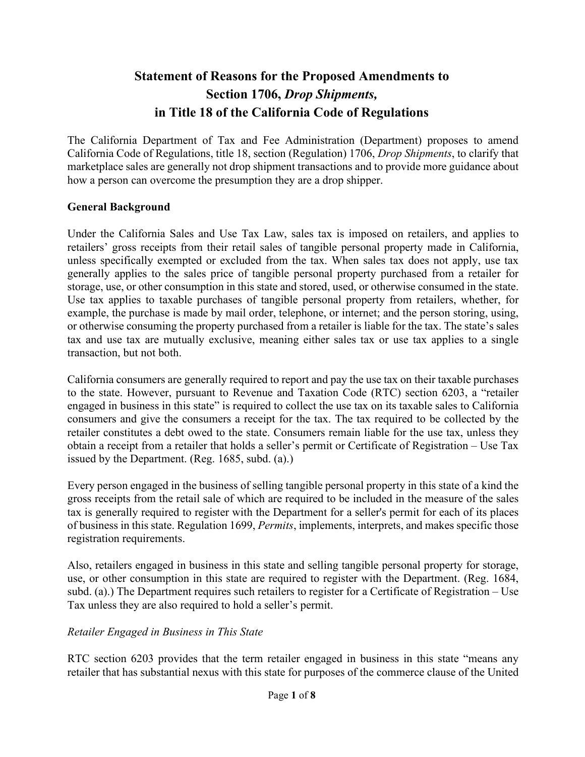# Statement of Reasons for the Proposed Amendments to Section 1706, *Drop Shipments*, in Title 18 of the California Code of Regulations

The California Department of Tax and Fee Administration (Department) proposes to amend California Code of Regulations, title 18, section (Regulation) 1706, *Drop Shipments*, to clarify that marketplace sales are generally not drop shipment transactions and to provide more guidance about how a person can overcome the presumption they are a drop shipper.

## General Background

Under the California Sales and Use Tax Law, sales tax is imposed on retailers, and applies to retailers' gross receipts from their retail sales of tangible personal property made in California, unless specifically exempted or excluded from the tax. When sales tax does not apply, use tax generally applies to the sales price of tangible personal property purchased from a retailer for storage, use, or other consumption in this state and stored, used, or otherwise consumed in the state. Use tax applies to taxable purchases of tangible personal property from retailers, whether, for example, the purchase is made by mail order, telephone, or internet; and the person storing, using, or otherwise consuming the property purchased from a retailer is liable for the tax. The state's sales tax and use tax are mutually exclusive, meaning either sales tax or use tax applies to a single transaction, but not both.

California consumers are generally required to report and pay the use tax on their taxable purchases to the state. However, pursuant to Revenue and Taxation Code (RTC) section 6203, a "retailer engaged in business in this state" is required to collect the use tax on its taxable sales to California consumers and give the consumers a receipt for the tax. The tax required to be collected by the retailer constitutes a debt owed to the state. Consumers remain liable for the use tax, unless they obtain a receipt from a retailer that holds a seller's permit or Certificate of Registration – Use Tax issued by the Department. (Reg. 1685, subd. (a).)

Every person engaged in the business of selling tangible personal property in this state of a kind the gross receipts from the retail sale of which are required to be included in the measure of the sales tax is generally required to register with the Department for a seller's permit for each of its places of business in this state. Regulation 1699, *Permits*, implements, interprets, and makes specific those registration requirements.

Also, retailers engaged in business in this state and selling tangible personal property for storage, use, or other consumption in this state are required to register with the Department. (Reg. 1684, subd. (a).) The Department requires such retailers to register for a Certificate of Registration – Use Tax unless they are also required to hold a seller's permit.

### *Retailer Engaged in Business in This State*

RTC section 6203 provides that the term retailer engaged in business in this state "means any retailer that has substantial nexus with this state for purposes of the commerce clause of the United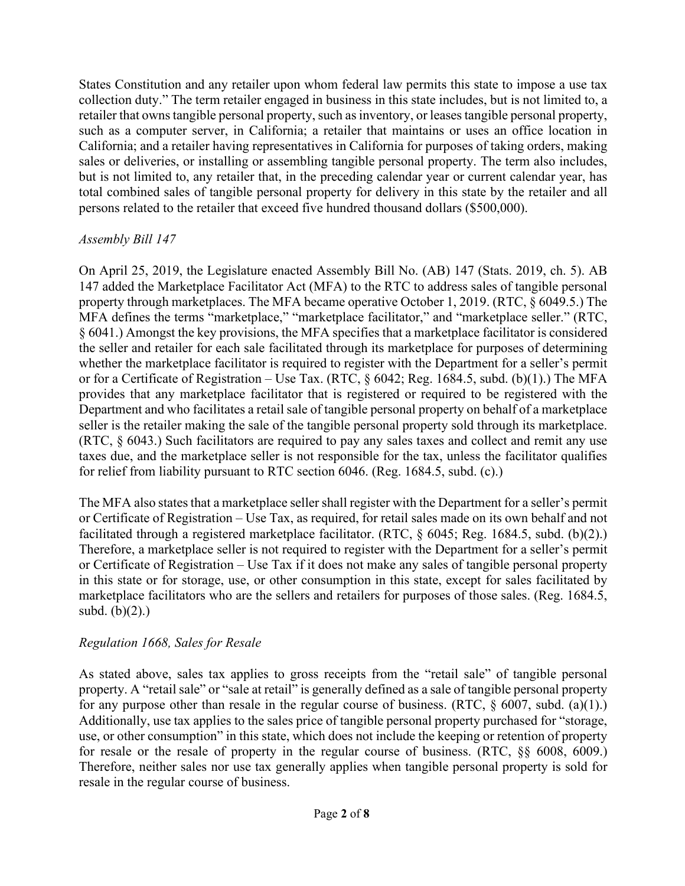States Constitution and any retailer upon whom federal law permits this state to impose a use tax collection duty." The term retailer engaged in business in this state includes, but is not limited to, a retailer that owns tangible personal property, such as inventory, or leases tangible personal property, such as a computer server, in California; a retailer that maintains or uses an office location in California; and a retailer having representatives in California for purposes of taking orders, making sales or deliveries, or installing or assembling tangible personal property. The term also includes, but is not limited to, any retailer that, in the preceding calendar year or current calendar year, has total combined sales of tangible personal property for delivery in this state by the retailer and all persons related to the retailer that exceed five hundred thousand dollars ($500,000).

*Assembly Bill 147*

On April 25, 2019, the Legislature enacted Assembly Bill No. (AB) 147 (Stats. 2019, ch. 5). AB 147 added the Marketplace Facilitator Act (MFA) to the RTC to address sales of tangible personal property through marketplaces. The MFA became operative October 1, 2019. (RTC, § 6049.5.) The MFA defines the terms "marketplace," "marketplace facilitator," and "marketplace seller." (RTC, § 6041.) Amongst the key provisions, the MFA specifies that a marketplace facilitator is considered the seller and retailer for each sale facilitated through its marketplace for purposes of determining whether the marketplace facilitator is required to register with the Department for a seller's permit or for a Certificate of Registration – Use Tax. (RTC, § 6042; Reg. 1684.5, subd. (b)(1).) The MFA provides that any marketplace facilitator that is registered or required to be registered with the Department and who facilitates a retail sale of tangible personal property on behalf of a marketplace seller is the retailer making the sale of the tangible personal property sold through its marketplace. (RTC, § 6043.) Such facilitators are required to pay any sales taxes and collect and remit any use taxes due, and the marketplace seller is not responsible for the tax, unless the facilitator qualifies for relief from liability pursuant to RTC section 6046. (Reg. 1684.5, subd. (c).)

The MFA also states that a marketplace seller shall register with the Department for a seller's permit or Certificate of Registration – Use Tax, as required, for retail sales made on its own behalf and not facilitated through a registered marketplace facilitator. (RTC, § 6045; Reg. 1684.5, subd. (b)(2).) Therefore, a marketplace seller is not required to register with the Department for a seller's permit or Certificate of Registration – Use Tax if it does not make any sales of tangible personal property in this state or for storage, use, or other consumption in this state, except for sales facilitated by marketplace facilitators who are the sellers and retailers for purposes of those sales. (Reg. 1684.5, subd. (b)(2).)

*Regulation 1668, Sales for Resale*

As stated above, sales tax applies to gross receipts from the "retail sale" of tangible personal property. A "retail sale" or "sale at retail" is generally defined as a sale of tangible personal property for any purpose other than resale in the regular course of business. (RTC, § 6007, subd. (a)(1).) Additionally, use tax applies to the sales price of tangible personal property purchased for "storage, use, or other consumption" in this state, which does not include the keeping or retention of property for resale or the resale of property in the regular course of business. (RTC, §§ 6008, 6009.) Therefore, neither sales nor use tax generally applies when tangible personal property is sold for resale in the regular course of business.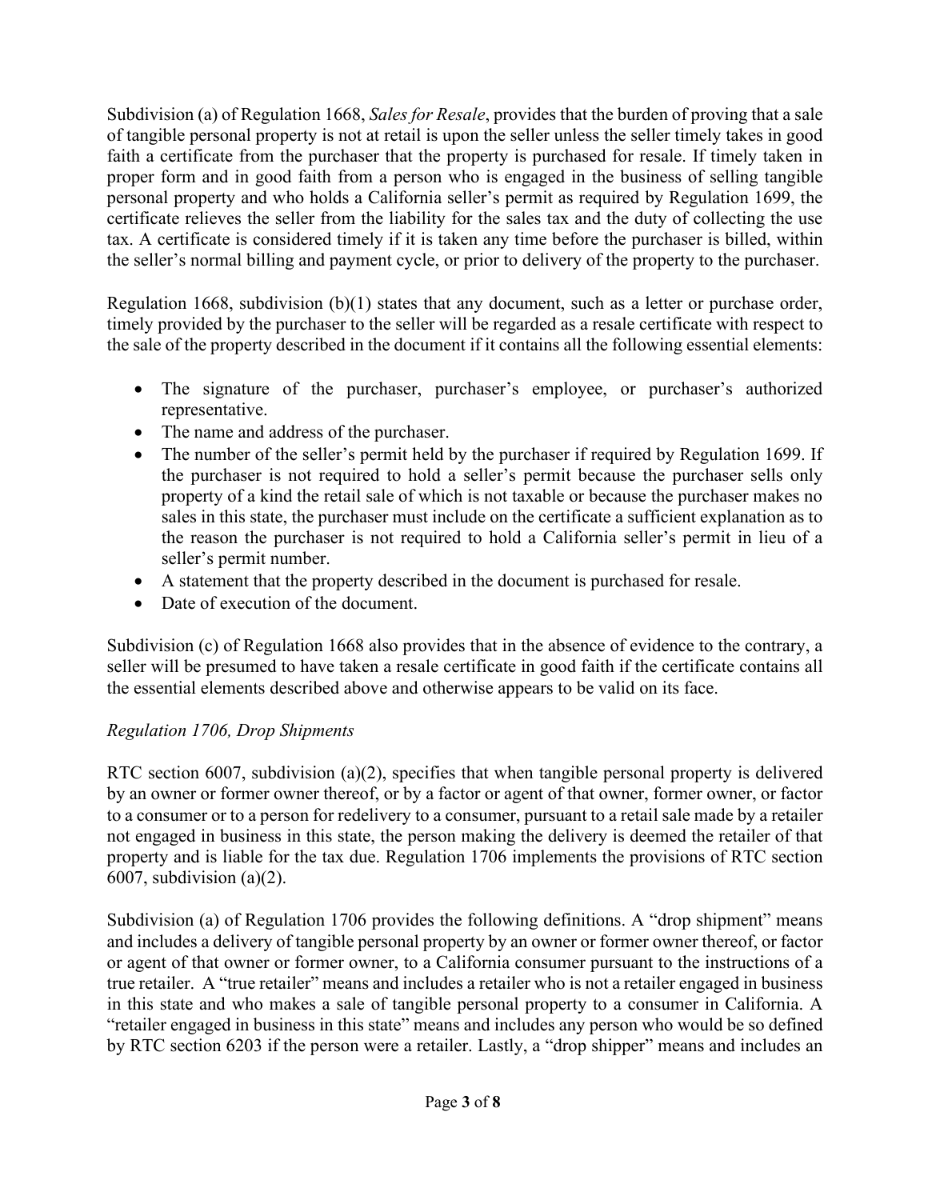Subdivision (a) of Regulation 1668, *Sales for Resale*, provides that the burden of proving that a sale of tangible personal property is not at retail is upon the seller unless the seller timely takes in good faith a certificate from the purchaser that the property is purchased for resale. If timely taken in proper form and in good faith from a person who is engaged in the business of selling tangible personal property and who holds a California seller's permit as required by Regulation 1699, the certificate relieves the seller from the liability for the sales tax and the duty of collecting the use tax. A certificate is considered timely if it is taken any time before the purchaser is billed, within the seller's normal billing and payment cycle, or prior to delivery of the property to the purchaser.

Regulation 1668, subdivision (b)(1) states that any document, such as a letter or purchase order, timely provided by the purchaser to the seller will be regarded as a resale certificate with respect to the sale of the property described in the document if it contains all the following essential elements:

- The signature of the purchaser, purchaser's employee, or purchaser's authorized representative.
- The name and address of the purchaser.
- The number of the seller's permit held by the purchaser if required by Regulation 1699. If the purchaser is not required to hold a seller's permit because the purchaser sells only property of a kind the retail sale of which is not taxable or because the purchaser makes no sales in this state, the purchaser must include on the certificate a sufficient explanation as to the reason the purchaser is not required to hold a California seller's permit in lieu of a seller's permit number.
- A statement that the property described in the document is purchased for resale.
- Date of execution of the document.

Subdivision (c) of Regulation 1668 also provides that in the absence of evidence to the contrary, a seller will be presumed to have taken a resale certificate in good faith if the certificate contains all the essential elements described above and otherwise appears to be valid on its face.

*Regulation 1706, Drop Shipments*

RTC section 6007, subdivision (a)(2), specifies that when tangible personal property is delivered by an owner or former owner thereof, or by a factor or agent of that owner, former owner, or factor to a consumer or to a person for redelivery to a consumer, pursuant to a retail sale made by a retailer not engaged in business in this state, the person making the delivery is deemed the retailer of that property and is liable for the tax due. Regulation 1706 implements the provisions of RTC section 6007, subdivision (a)(2).

Subdivision (a) of Regulation 1706 provides the following definitions. A "drop shipment" means and includes a delivery of tangible personal property by an owner or former owner thereof, or factor or agent of that owner or former owner, to a California consumer pursuant to the instructions of a true retailer. A "true retailer" means and includes a retailer who is not a retailer engaged in business in this state and who makes a sale of tangible personal property to a consumer in California. A "retailer engaged in business in this state" means and includes any person who would be so defined by RTC section 6203 if the person were a retailer. Lastly, a "drop shipper" means and includes an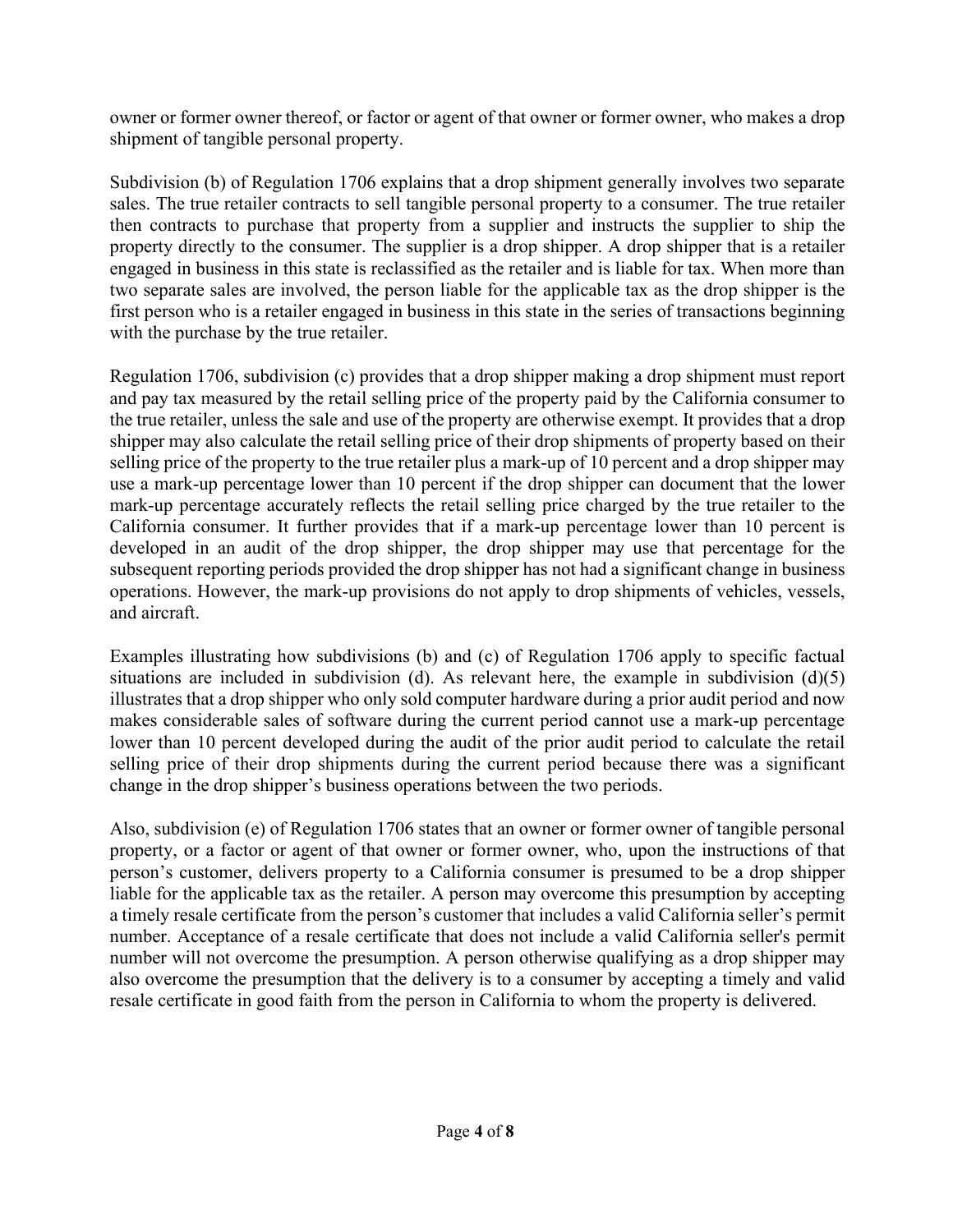owner or former owner thereof, or factor or agent of that owner or former owner, who makes a drop shipment of tangible personal property.

Subdivision (b) of Regulation 1706 explains that a drop shipment generally involves two separate sales. The true retailer contracts to sell tangible personal property to a consumer. The true retailer then contracts to purchase that property from a supplier and instructs the supplier to ship the property directly to the consumer. The supplier is a drop shipper. A drop shipper that is a retailer engaged in business in this state is reclassified as the retailer and is liable for tax. When more than two separate sales are involved, the person liable for the applicable tax as the drop shipper is the first person who is a retailer engaged in business in this state in the series of transactions beginning with the purchase by the true retailer.

Regulation 1706, subdivision (c) provides that a drop shipper making a drop shipment must report and pay tax measured by the retail selling price of the property paid by the California consumer to the true retailer, unless the sale and use of the property are otherwise exempt. It provides that a drop shipper may also calculate the retail selling price of their drop shipments of property based on their selling price of the property to the true retailer plus a mark-up of 10 percent and a drop shipper may use a mark-up percentage lower than 10 percent if the drop shipper can document that the lower mark-up percentage accurately reflects the retail selling price charged by the true retailer to the California consumer. It further provides that if a mark-up percentage lower than 10 percent is developed in an audit of the drop shipper, the drop shipper may use that percentage for the subsequent reporting periods provided the drop shipper has not had a significant change in business operations. However, the mark-up provisions do not apply to drop shipments of vehicles, vessels, and aircraft.

Examples illustrating how subdivisions (b) and (c) of Regulation 1706 apply to specific factual situations are included in subdivision (d). As relevant here, the example in subdivision (d)(5) illustrates that a drop shipper who only sold computer hardware during a prior audit period and now makes considerable sales of software during the current period cannot use a mark-up percentage lower than 10 percent developed during the audit of the prior audit period to calculate the retail selling price of their drop shipments during the current period because there was a significant change in the drop shipper's business operations between the two periods.

Also, subdivision (e) of Regulation 1706 states that an owner or former owner of tangible personal property, or a factor or agent of that owner or former owner, who, upon the instructions of that person's customer, delivers property to a California consumer is presumed to be a drop shipper liable for the applicable tax as the retailer. A person may overcome this presumption by accepting a timely resale certificate from the person's customer that includes a valid California seller's permit number. Acceptance of a resale certificate that does not include a valid California seller's permit number will not overcome the presumption. A person otherwise qualifying as a drop shipper may also overcome the presumption that the delivery is to a consumer by accepting a timely and valid resale certificate in good faith from the person in California to whom the property is delivered.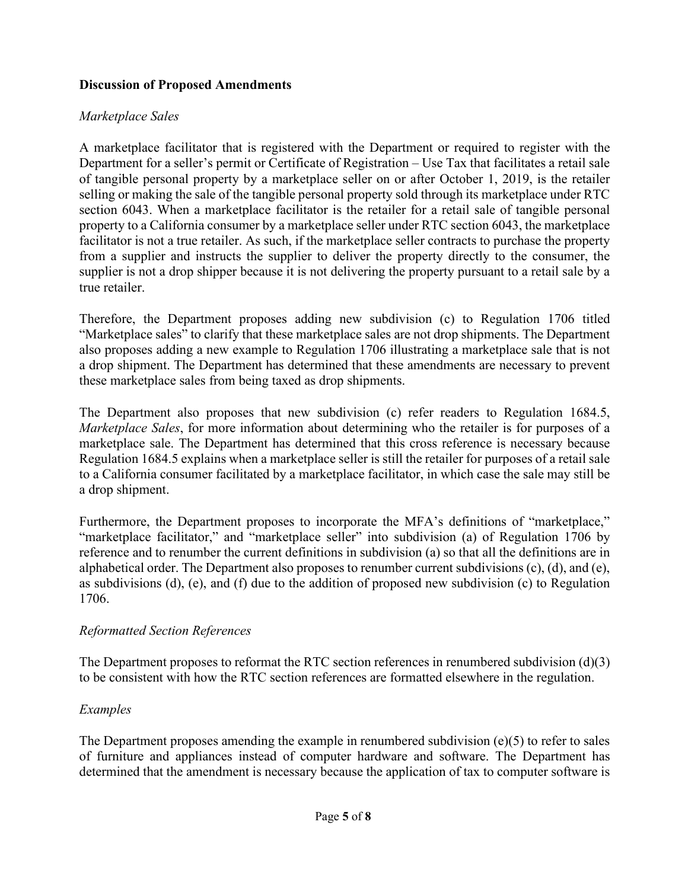**Discussion of Proposed Amendments**

*Marketplace Sales*

A marketplace facilitator that is registered with the Department or required to register with the Department for a seller's permit or Certificate of Registration – Use Tax that facilitates a retail sale of tangible personal property by a marketplace seller on or after October 1, 2019, is the retailer selling or making the sale of the tangible personal property sold through its marketplace under RTC section 6043. When a marketplace facilitator is the retailer for a retail sale of tangible personal property to a California consumer by a marketplace seller under RTC section 6043, the marketplace facilitator is not a true retailer. As such, if the marketplace seller contracts to purchase the property from a supplier and instructs the supplier to deliver the property directly to the consumer, the supplier is not a drop shipper because it is not delivering the property pursuant to a retail sale by a true retailer.

Therefore, the Department proposes adding new subdivision (c) to Regulation 1706 titled "Marketplace sales" to clarify that these marketplace sales are not drop shipments. The Department also proposes adding a new example to Regulation 1706 illustrating a marketplace sale that is not a drop shipment. The Department has determined that these amendments are necessary to prevent these marketplace sales from being taxed as drop shipments.

The Department also proposes that new subdivision (c) refer readers to Regulation 1684.5, *Marketplace Sales*, for more information about determining who the retailer is for purposes of a marketplace sale. The Department has determined that this cross reference is necessary because Regulation 1684.5 explains when a marketplace seller is still the retailer for purposes of a retail sale to a California consumer facilitated by a marketplace facilitator, in which case the sale may still be a drop shipment.

Furthermore, the Department proposes to incorporate the MFA's definitions of "marketplace," "marketplace facilitator," and "marketplace seller" into subdivision (a) of Regulation 1706 by reference and to renumber the current definitions in subdivision (a) so that all the definitions are in alphabetical order. The Department also proposes to renumber current subdivisions (c), (d), and (e), as subdivisions (d), (e), and (f) due to the addition of proposed new subdivision (c) to Regulation 1706.

*Reformatted Section References*

The Department proposes to reformat the RTC section references in renumbered subdivision (d)(3) to be consistent with how the RTC section references are formatted elsewhere in the regulation.

*Examples*

The Department proposes amending the example in renumbered subdivision (e)(5) to refer to sales of furniture and appliances instead of computer hardware and software. The Department has determined that the amendment is necessary because the application of tax to computer software is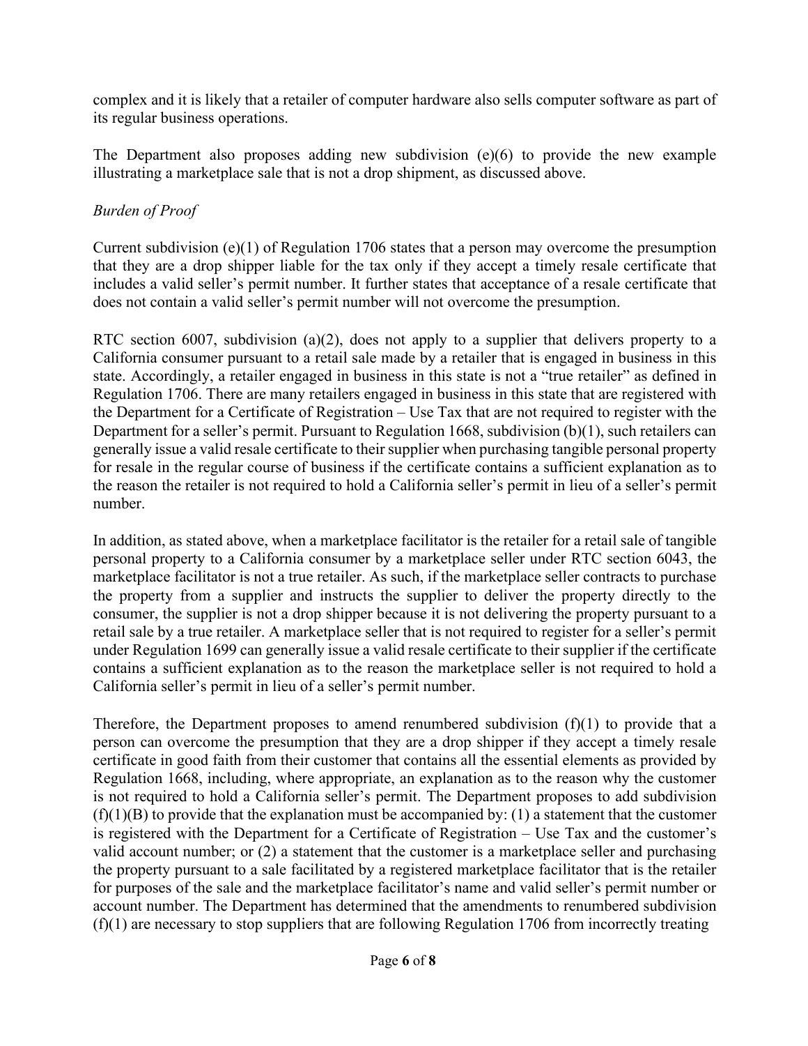complex and it is likely that a retailer of computer hardware also sells computer software as part of its regular business operations.

The Department also proposes adding new subdivision (e)(6) to provide the new example illustrating a marketplace sale that is not a drop shipment, as discussed above.

*Burden of Proof*

Current subdivision (e)(1) of Regulation 1706 states that a person may overcome the presumption that they are a drop shipper liable for the tax only if they accept a timely resale certificate that includes a valid seller's permit number. It further states that acceptance of a resale certificate that does not contain a valid seller's permit number will not overcome the presumption.

RTC section 6007, subdivision (a)(2), does not apply to a supplier that delivers property to a California consumer pursuant to a retail sale made by a retailer that is engaged in business in this state. Accordingly, a retailer engaged in business in this state is not a "true retailer" as defined in Regulation 1706. There are many retailers engaged in business in this state that are registered with the Department for a Certificate of Registration – Use Tax that are not required to register with the Department for a seller's permit. Pursuant to Regulation 1668, subdivision (b)(1), such retailers can generally issue a valid resale certificate to their supplier when purchasing tangible personal property for resale in the regular course of business if the certificate contains a sufficient explanation as to the reason the retailer is not required to hold a California seller's permit in lieu of a seller's permit number.

In addition, as stated above, when a marketplace facilitator is the retailer for a retail sale of tangible personal property to a California consumer by a marketplace seller under RTC section 6043, the marketplace facilitator is not a true retailer. As such, if the marketplace seller contracts to purchase the property from a supplier and instructs the supplier to deliver the property directly to the consumer, the supplier is not a drop shipper because it is not delivering the property pursuant to a retail sale by a true retailer. A marketplace seller that is not required to register for a seller's permit under Regulation 1699 can generally issue a valid resale certificate to their supplier if the certificate contains a sufficient explanation as to the reason the marketplace seller is not required to hold a California seller's permit in lieu of a seller's permit number.

Therefore, the Department proposes to amend renumbered subdivision (f)(1) to provide that a person can overcome the presumption that they are a drop shipper if they accept a timely resale certificate in good faith from their customer that contains all the essential elements as provided by Regulation 1668, including, where appropriate, an explanation as to the reason why the customer is not required to hold a California seller's permit. The Department proposes to add subdivision (f)(1)(B) to provide that the explanation must be accompanied by: (1) a statement that the customer is registered with the Department for a Certificate of Registration – Use Tax and the customer's valid account number; or (2) a statement that the customer is a marketplace seller and purchasing the property pursuant to a sale facilitated by a registered marketplace facilitator that is the retailer for purposes of the sale and the marketplace facilitator's name and valid seller's permit number or account number. The Department has determined that the amendments to renumbered subdivision (f)(1) are necessary to stop suppliers that are following Regulation 1706 from incorrectly treating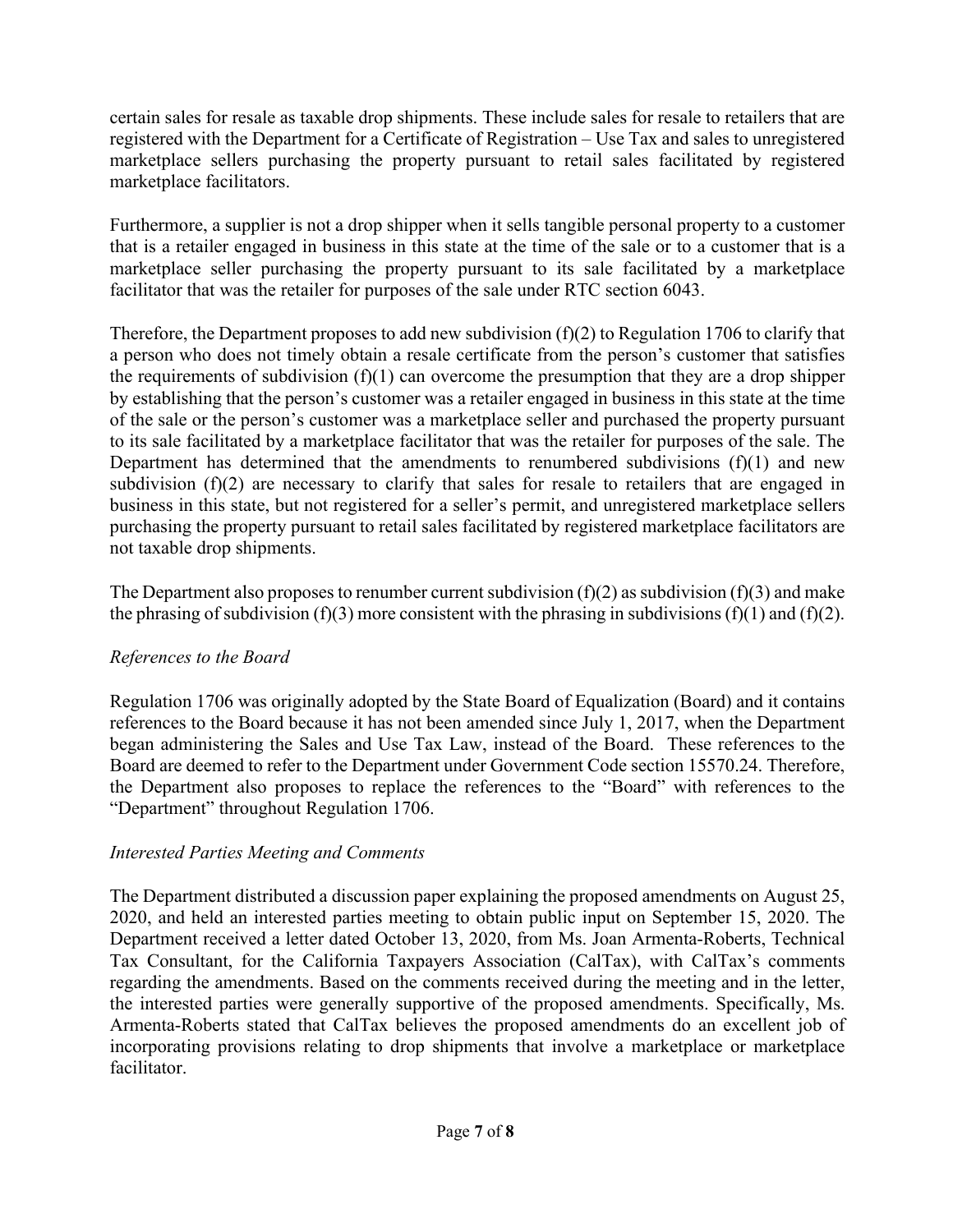certain sales for resale as taxable drop shipments. These include sales for resale to retailers that are registered with the Department for a Certificate of Registration – Use Tax and sales to unregistered marketplace sellers purchasing the property pursuant to retail sales facilitated by registered marketplace facilitators.

Furthermore, a supplier is not a drop shipper when it sells tangible personal property to a customer that is a retailer engaged in business in this state at the time of the sale or to a customer that is a marketplace seller purchasing the property pursuant to its sale facilitated by a marketplace facilitator that was the retailer for purposes of the sale under RTC section 6043.

Therefore, the Department proposes to add new subdivision (f)(2) to Regulation 1706 to clarify that a person who does not timely obtain a resale certificate from the person's customer that satisfies the requirements of subdivision (f)(1) can overcome the presumption that they are a drop shipper by establishing that the person's customer was a retailer engaged in business in this state at the time of the sale or the person's customer was a marketplace seller and purchased the property pursuant to its sale facilitated by a marketplace facilitator that was the retailer for purposes of the sale. The Department has determined that the amendments to renumbered subdivisions (f)(1) and new subdivision (f)(2) are necessary to clarify that sales for resale to retailers that are engaged in business in this state, but not registered for a seller's permit, and unregistered marketplace sellers purchasing the property pursuant to retail sales facilitated by registered marketplace facilitators are not taxable drop shipments.

The Department also proposes to renumber current subdivision (f)(2) as subdivision (f)(3) and make the phrasing of subdivision (f)(3) more consistent with the phrasing in subdivisions (f)(1) and (f)(2).

*References to the Board*

Regulation 1706 was originally adopted by the State Board of Equalization (Board) and it contains references to the Board because it has not been amended since July 1, 2017, when the Department began administering the Sales and Use Tax Law, instead of the Board. These references to the Board are deemed to refer to the Department under Government Code section 15570.24. Therefore, the Department also proposes to replace the references to the "Board" with references to the "Department" throughout Regulation 1706.

*Interested Parties Meeting and Comments*

The Department distributed a discussion paper explaining the proposed amendments on August 25, 2020, and held an interested parties meeting to obtain public input on September 15, 2020. The Department received a letter dated October 13, 2020, from Ms. Joan Armenta-Roberts, Technical Tax Consultant, for the California Taxpayers Association (CalTax), with CalTax's comments regarding the amendments. Based on the comments received during the meeting and in the letter, the interested parties were generally supportive of the proposed amendments. Specifically, Ms. Armenta-Roberts stated that CalTax believes the proposed amendments do an excellent job of incorporating provisions relating to drop shipments that involve a marketplace or marketplace facilitator.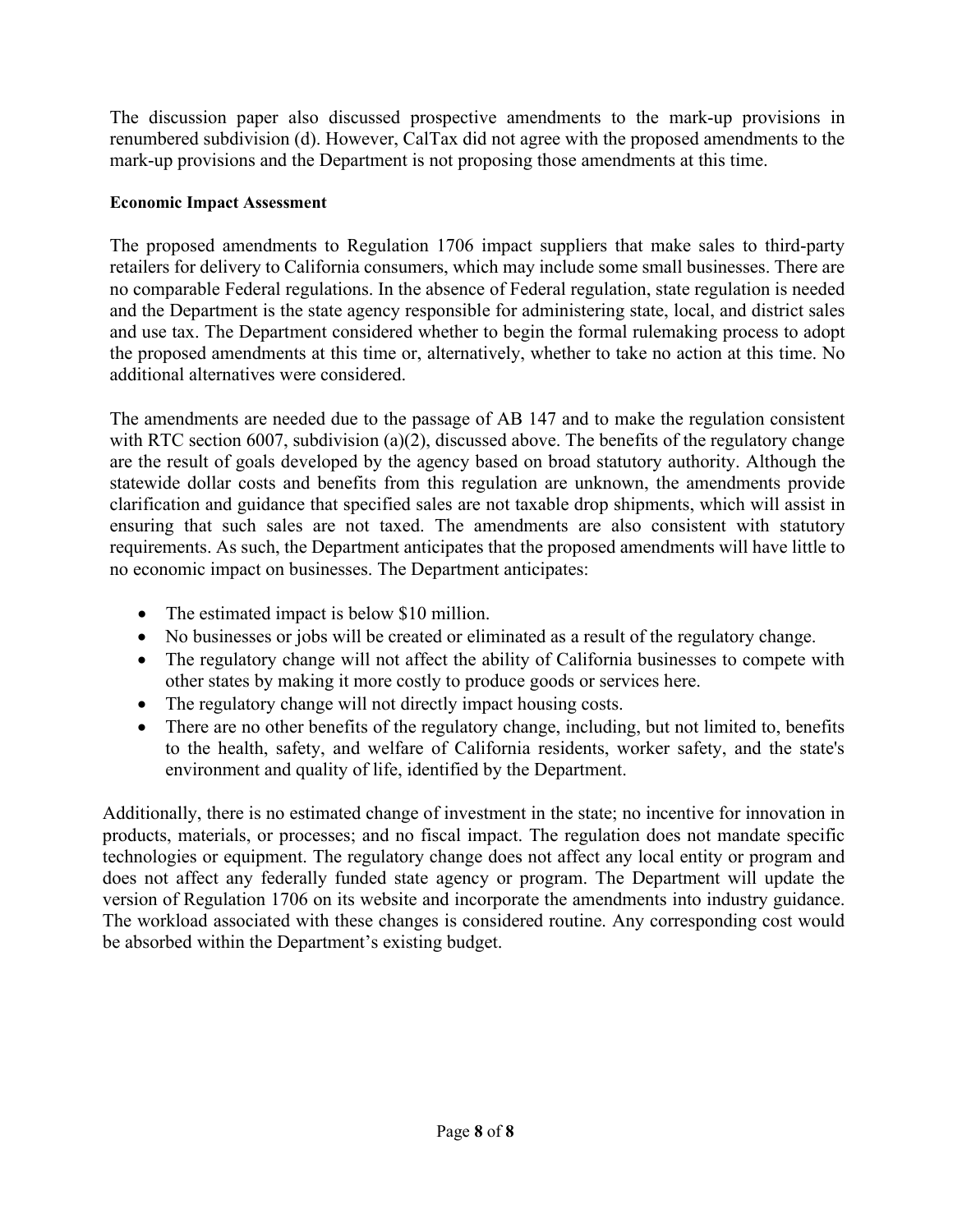The discussion paper also discussed prospective amendments to the mark-up provisions in renumbered subdivision (d). However, CalTax did not agree with the proposed amendments to the mark-up provisions and the Department is not proposing those amendments at this time.

**Economic Impact Assessment**

The proposed amendments to Regulation 1706 impact suppliers that make sales to third-party retailers for delivery to California consumers, which may include some small businesses. There are no comparable Federal regulations. In the absence of Federal regulation, state regulation is needed and the Department is the state agency responsible for administering state, local, and district sales and use tax. The Department considered whether to begin the formal rulemaking process to adopt the proposed amendments at this time or, alternatively, whether to take no action at this time. No additional alternatives were considered.

The amendments are needed due to the passage of AB 147 and to make the regulation consistent with RTC section 6007, subdivision (a)(2), discussed above. The benefits of the regulatory change are the result of goals developed by the agency based on broad statutory authority. Although the statewide dollar costs and benefits from this regulation are unknown, the amendments provide clarification and guidance that specified sales are not taxable drop shipments, which will assist in ensuring that such sales are not taxed. The amendments are also consistent with statutory requirements. As such, the Department anticipates that the proposed amendments will have little to no economic impact on businesses. The Department anticipates:

- The estimated impact is below $10 million.
- No businesses or jobs will be created or eliminated as a result of the regulatory change.
- The regulatory change will not affect the ability of California businesses to compete with other states by making it more costly to produce goods or services here.
- The regulatory change will not directly impact housing costs.
- There are no other benefits of the regulatory change, including, but not limited to, benefits to the health, safety, and welfare of California residents, worker safety, and the state's environment and quality of life, identified by the Department.

Additionally, there is no estimated change of investment in the state; no incentive for innovation in products, materials, or processes; and no fiscal impact. The regulation does not mandate specific technologies or equipment. The regulatory change does not affect any local entity or program and does not affect any federally funded state agency or program. The Department will update the version of Regulation 1706 on its website and incorporate the amendments into industry guidance. The workload associated with these changes is considered routine. Any corresponding cost would be absorbed within the Department's existing budget.